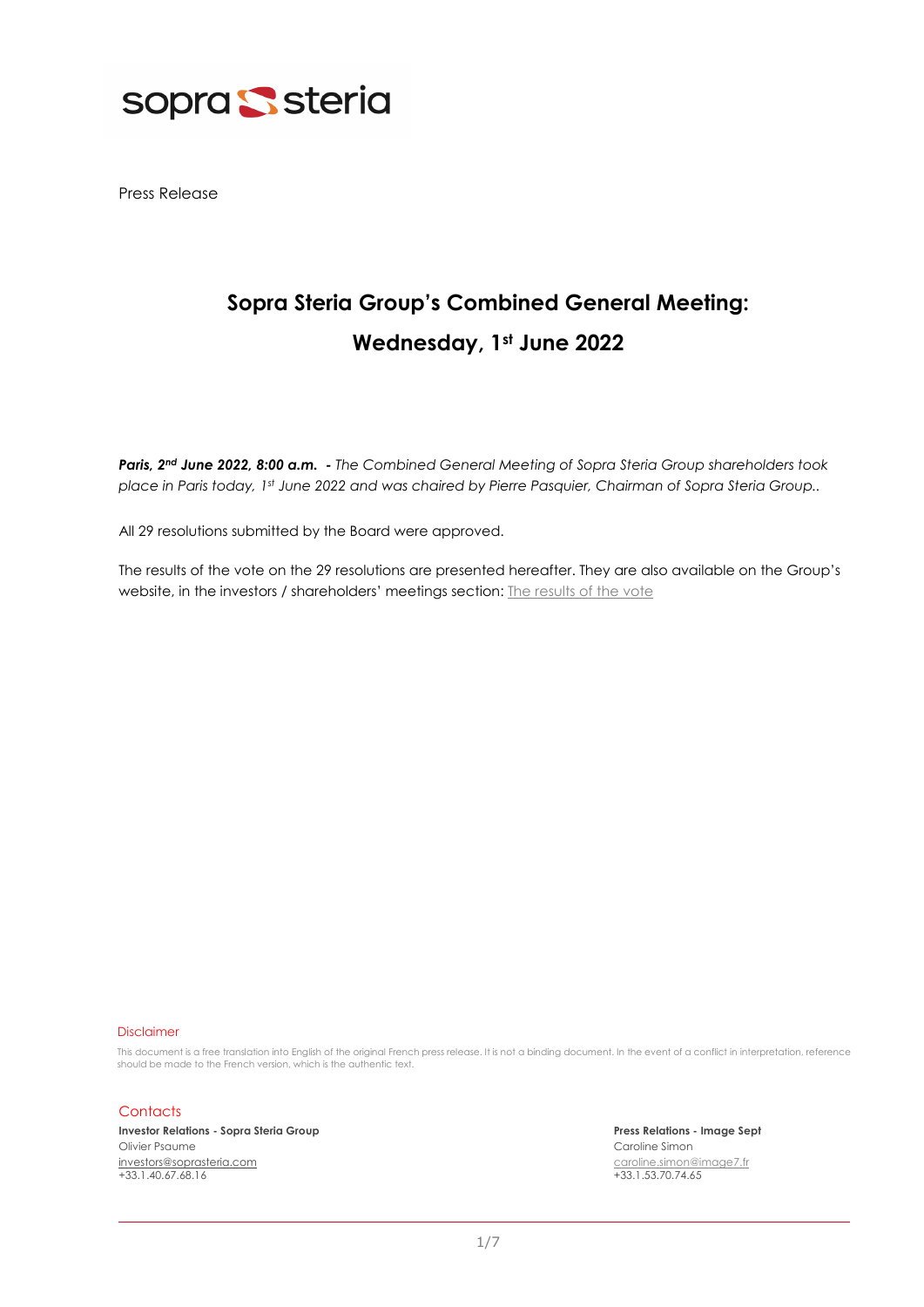Press Release

# Sopra Steria Group's Combined General Meeting: Wednesday, 1st June 2022

***Paris, 2nd June 2022, 8:00 a.m.*** *- The Combined General Meeting of Sopra Steria Group shareholders took place in Paris today, 1st June 2022 and was chaired by Pierre Pasquier, Chairman of Sopra Steria Group..*

All 29 resolutions submitted by the Board were approved.

The results of the vote on the 29 resolutions are presented hereafter. They are also available on the Group's website, in the investors / shareholders' meetings section: The results of the vote

Disclaimer

This document is a free translation into English of the original French press release. It is not a binding document. In the event of a conflict in interpretation, reference should be made to the French version, which is the authentic text.

Contacts

**Investor Relations - Sopra Steria Group**
Olivier Psaume
investors@soprasteria.com
+33.1.40.67.68.16

**Press Relations - Image Sept**
Caroline Simon
caroline.simon@image7.fr
+33.1.53.70.74.65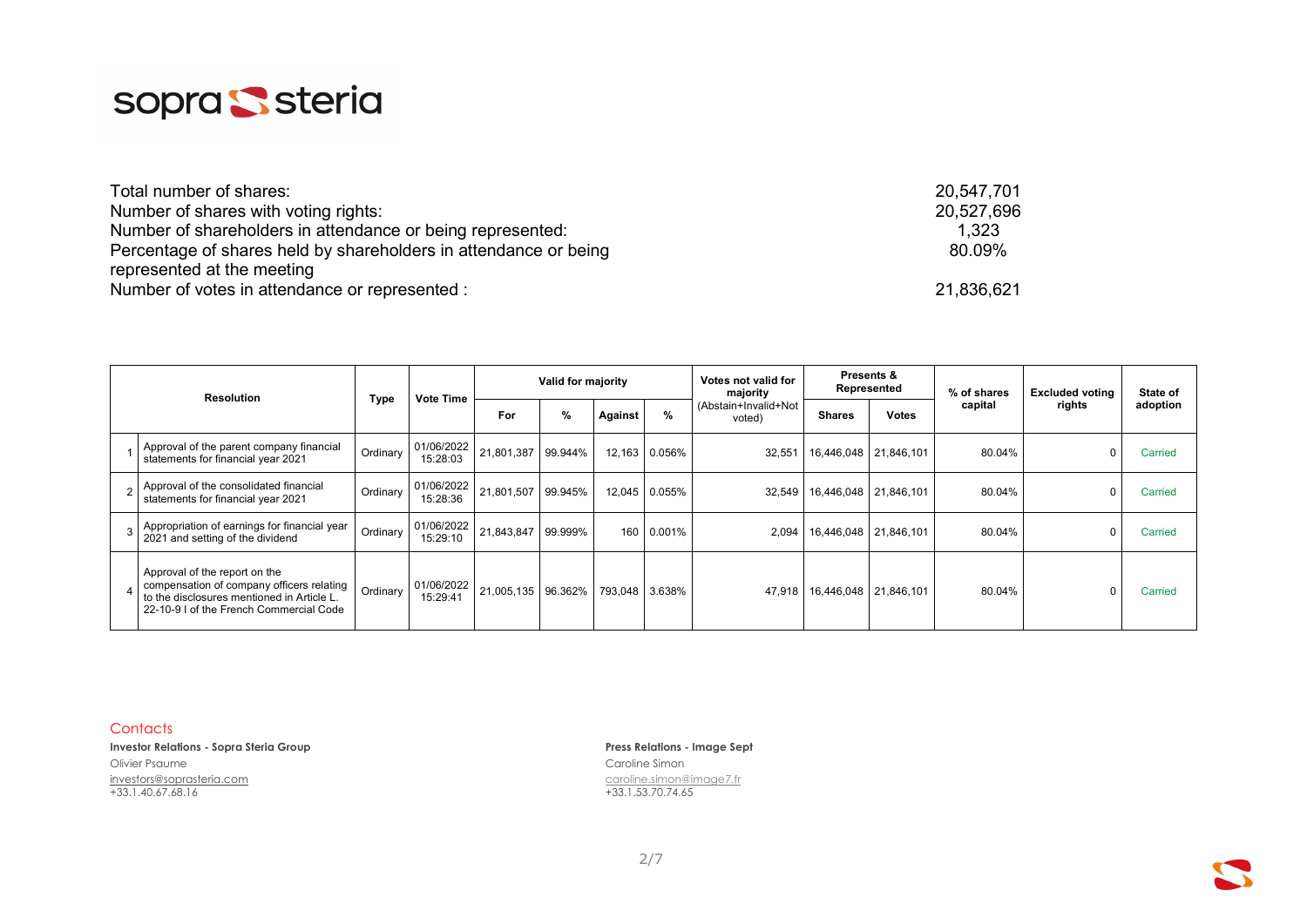| | |
|---|---|
| Total number of shares: | 20,547,701 |
| Number of shares with voting rights: | 20,527,696 |
| Number of shareholders in attendance or being represented: | 1,323 |
| Percentage of shares held by shareholders in attendance or being represented at the meeting | 80.09% |
| Number of votes in attendance or represented : | 21,836,621 |

| Resolution | | Type | Vote Time | Valid for majority | | | | Votes not valid for majority (Abstain+Invalid+Not voted) | Presents & Represented | | % of shares capital | Excluded voting rights | State of adoption |
|---|---|---|---|---|---|---|---|---|---|---|---|---|---|
| | | | | For | % | Against | % | | Shares | Votes | | | |
| 1 | Approval of the parent company financial statements for financial year 2021 | Ordinary | 01/06/2022 15:28:03 | 21,801,387 | 99.944% | 12,163 | 0.056% | 32,551 | 16,446,048 | 21,846,101 | 80.04% | 0 | Carried |
| 2 | Approval of the consolidated financial statements for financial year 2021 | Ordinary | 01/06/2022 15:28:36 | 21,801,507 | 99.945% | 12,045 | 0.055% | 32,549 | 16,446,048 | 21,846,101 | 80.04% | 0 | Carried |
| 3 | Appropriation of earnings for financial year 2021 and setting of the dividend | Ordinary | 01/06/2022 15:29:10 | 21,843,847 | 99.999% | 160 | 0.001% | 2,094 | 16,446,048 | 21,846,101 | 80.04% | 0 | Carried |
| 4 | Approval of the report on the compensation of company officers relating to the disclosures mentioned in Article L. 22-10-9 I of the French Commercial Code | Ordinary | 01/06/2022 15:29:41 | 21,005,135 | 96.362% | 793,048 | 3.638% | 47,918 | 16,446,048 | 21,846,101 | 80.04% | 0 | Carried |

## Contacts

**Investor Relations - Sopra Steria Group**
Olivier Psaume
investors@soprasteria.com
+33.1.40.67.68.16

**Press Relations - Image Sept**
Caroline Simon
caroline.simon@image7.fr
+33.1.53.70.74.65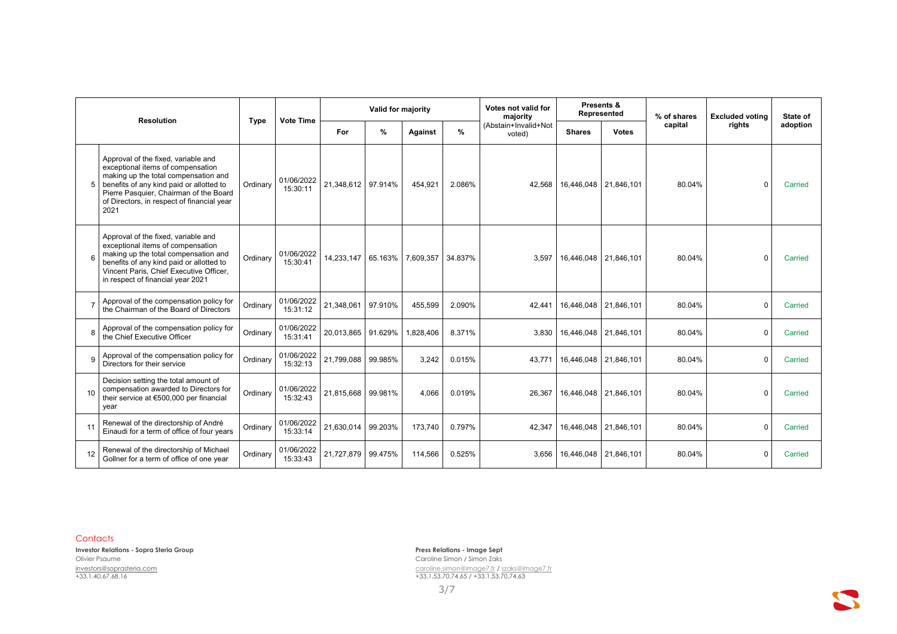| | Resolution | Type | Vote Time | Valid for majority | | | | Votes not valid for majority | Presents & Represented | | % of shares capital | Excluded voting rights | State of adoption |
|---|---|---|---|---|---|---|---|---|---|---|---|---|---|
| | | | | For | % | Against | % | (Abstain+Invalid+Not voted) | Shares | Votes | | | |
| 5 | Approval of the fixed, variable and exceptional items of compensation making up the total compensation and benefits of any kind paid or allotted to Pierre Pasquier, Chairman of the Board of Directors, in respect of financial year 2021 | Ordinary | 01/06/2022 15:30:11 | 21,348,612 | 97.914% | 454,921 | 2.086% | 42,568 | 16,446,048 | 21,846,101 | 80.04% | 0 | Carried |
| 6 | Approval of the fixed, variable and exceptional items of compensation making up the total compensation and benefits of any kind paid or allotted to Vincent Paris, Chief Executive Officer, in respect of financial year 2021 | Ordinary | 01/06/2022 15:30:41 | 14,233,147 | 65.163% | 7,609,357 | 34.837% | 3,597 | 16,446,048 | 21,846,101 | 80.04% | 0 | Carried |
| 7 | Approval of the compensation policy for the Chairman of the Board of Directors | Ordinary | 01/06/2022 15:31:12 | 21,348,061 | 97.910% | 455,599 | 2.090% | 42,441 | 16,446,048 | 21,846,101 | 80.04% | 0 | Carried |
| 8 | Approval of the compensation policy for the Chief Executive Officer | Ordinary | 01/06/2022 15:31:41 | 20,013,865 | 91.629% | 1,828,406 | 8.371% | 3,830 | 16,446,048 | 21,846,101 | 80.04% | 0 | Carried |
| 9 | Approval of the compensation policy for Directors for their service | Ordinary | 01/06/2022 15:32:13 | 21,799,088 | 99.985% | 3,242 | 0.015% | 43,771 | 16,446,048 | 21,846,101 | 80.04% | 0 | Carried |
| 10 | Decision setting the total amount of compensation awarded to Directors for their service at €500,000 per financial year | Ordinary | 01/06/2022 15:32:43 | 21,815,668 | 99.981% | 4,066 | 0.019% | 26,367 | 16,446,048 | 21,846,101 | 80.04% | 0 | Carried |
| 11 | Renewal of the directorship of André Einaudi for a term of office of four years | Ordinary | 01/06/2022 15:33:14 | 21,630,014 | 99.203% | 173,740 | 0.797% | 42,347 | 16,446,048 | 21,846,101 | 80.04% | 0 | Carried |
| 12 | Renewal of the directorship of Michael Gollner for a term of office of one year | Ordinary | 01/06/2022 15:33:43 | 21,727,879 | 99.475% | 114,566 | 0.525% | 3,656 | 16,446,048 | 21,846,101 | 80.04% | 0 | Carried |

**Contacts**

**Investor Relations - Sopra Steria Group**
Olivier Psaume
investors@soprasteria.com
+33.1.40.67.68.16

**Press Relations - Image Sept**
Caroline Simon / Simon Zaks
caroline.simon@image7.fr / szaks@image7.fr
+33.1.53.70.74.65 / +33.1.53.70.74.63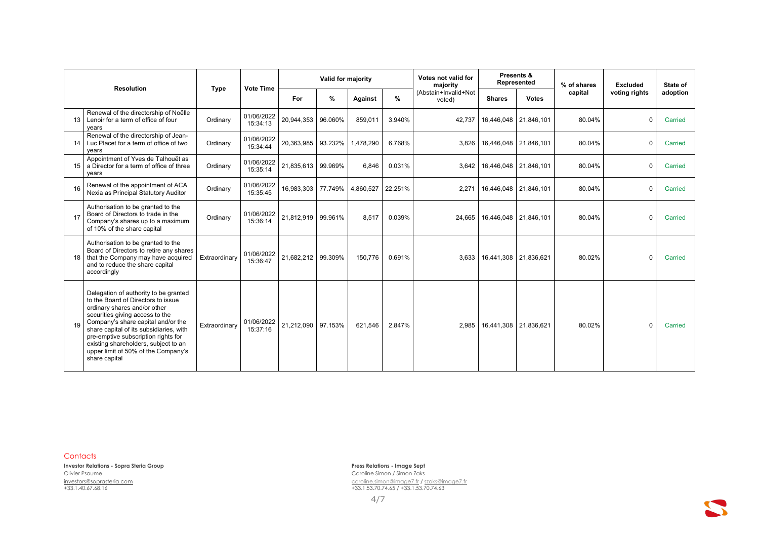| Resolution | | Type | Vote Time | Valid for majority | | | | Votes not valid for majority (Abstain+Invalid+Not voted) | Presents & Represented | | % of shares capital | Excluded voting rights | State of adoption |
|---|---|---|---|---|---|---|---|---|---|---|---|---|---|
| | | | | For | % | Against | % | | Shares | Votes | | | |
| 13 | Renewal of the directorship of Noëlle Lenoir for a term of office of four years | Ordinary | 01/06/2022 15:34:13 | 20,944,353 | 96.060% | 859,011 | 3.940% | 42,737 | 16,446,048 | 21,846,101 | 80.04% | 0 | Carried |
| 14 | Renewal of the directorship of Jean-Luc Placet for a term of office of two years | Ordinary | 01/06/2022 15:34:44 | 20,363,985 | 93.232% | 1,478,290 | 6.768% | 3,826 | 16,446,048 | 21,846,101 | 80.04% | 0 | Carried |
| 15 | Appointment of Yves de Talhouët as a Director for a term of office of three years | Ordinary | 01/06/2022 15:35:14 | 21,835,613 | 99.969% | 6,846 | 0.031% | 3,642 | 16,446,048 | 21,846,101 | 80.04% | 0 | Carried |
| 16 | Renewal of the appointment of ACA Nexia as Principal Statutory Auditor | Ordinary | 01/06/2022 15:35:45 | 16,983,303 | 77.749% | 4,860,527 | 22.251% | 2,271 | 16,446,048 | 21,846,101 | 80.04% | 0 | Carried |
| 17 | Authorisation to be granted to the Board of Directors to trade in the Company's shares up to a maximum of 10% of the share capital | Ordinary | 01/06/2022 15:36:14 | 21,812,919 | 99.961% | 8,517 | 0.039% | 24,665 | 16,446,048 | 21,846,101 | 80.04% | 0 | Carried |
| 18 | Authorisation to be granted to the Board of Directors to retire any shares that the Company may have acquired and to reduce the share capital accordingly | Extraordinary | 01/06/2022 15:36:47 | 21,682,212 | 99.309% | 150,776 | 0.691% | 3,633 | 16,441,308 | 21,836,621 | 80.02% | 0 | Carried |
| 19 | Delegation of authority to be granted to the Board of Directors to issue ordinary shares and/or other securities giving access to the Company's share capital and/or the share capital of its subsidiaries, with pre-emptive subscription rights for existing shareholders, subject to an upper limit of 50% of the Company's share capital | Extraordinary | 01/06/2022 15:37:16 | 21,212,090 | 97.153% | 621,546 | 2.847% | 2,985 | 16,441,308 | 21,836,621 | 80.02% | 0 | Carried |

## Contacts

**Investor Relations - Sopra Steria Group**
Olivier Psaume
investors@soprasteria.com
+33.1.40.67.68.16

**Press Relations - Image Sept**
Caroline Simon / Simon Zaks
caroline.simon@image7.fr / szaks@image7.fr
+33.1.53.70.74.65 / +33.1.53.70.74.63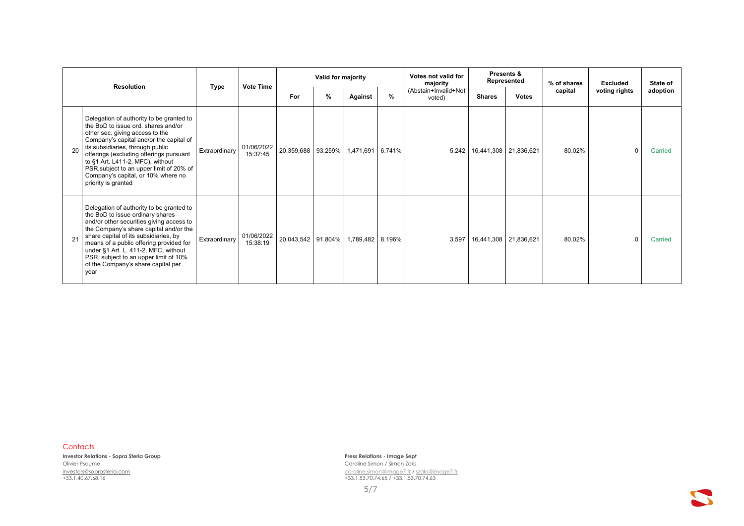| | Resolution | Type | Vote Time | Valid for majority | | | | Votes not valid for majority (Abstain+Invalid+Not voted) | Presents & Represented | | % of shares capital | Excluded voting rights | State of adoption |
|---|---|---|---|---|---|---|---|---|---|---|---|---|---|
| | | | | For | % | Against | % | | Shares | Votes | | | |
| 20 | Delegation of authority to be granted to the BoD to issue ord. shares and/or other sec. giving access to the Company's capital and/or the capital of its subsidiaries, through public offerings (excluding offerings pursuant to §1 Art. L411-2, MFC), without PSR,subject to an upper limit of 20% of Company's capital, or 10% where no priority is granted | Extraordinary | 01/06/2022 15:37:45 | 20,359,688 | 93.259% | 1,471,691 | 6.741% | 5,242 | 16,441,308 | 21,836,621 | 80.02% | 0 | Carried |
| 21 | Delegation of authority to be granted to the BoD to issue ordinary shares and/or other securities giving access to the Company's share capital and/or the share capital of its subsidiaries, by means of a public offering provided for under §1 Art. L. 411-2, MFC, without PSR, subject to an upper limit of 10% of the Company's share capital per year | Extraordinary | 01/06/2022 15:38:19 | 20,043,542 | 91.804% | 1,789,482 | 8.196% | 3,597 | 16,441,308 | 21,836,621 | 80.02% | 0 | Carried |

Contacts

**Investor Relations - Sopra Steria Group**
Olivier Psaume
investors@soprasteria.com
+33.1.40.67.68.16

**Press Relations - Image Sept**
Caroline Simon / Simon Zaks
caroline.simon@image7.fr / szaks@image7.fr
+33.1.53.70.74.65 / +33.1.53.70.74.63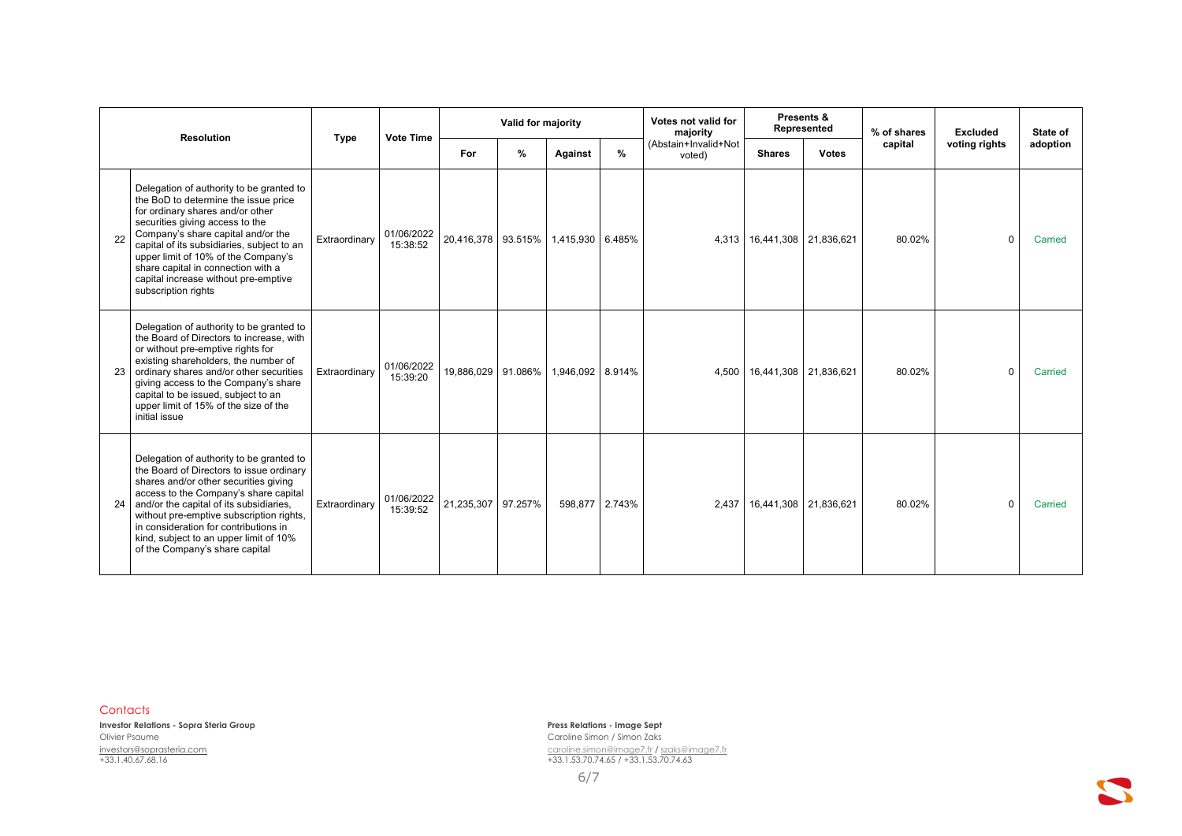| | Resolution | Type | Vote Time | Valid for majority | | | | Votes not valid for majority | Presents & Represented | | % of shares capital | Excluded voting rights | State of adoption |
|---|---|---|---|---|---|---|---|---|---|---|---|---|---|
| | | | | For | % | Against | % | (Abstain+Invalid+Not voted) | Shares | Votes | | | |
| 22 | Delegation of authority to be granted to the BoD to determine the issue price for ordinary shares and/or other securities giving access to the Company's share capital and/or the capital of its subsidiaries, subject to an upper limit of 10% of the Company's share capital in connection with a capital increase without pre-emptive subscription rights | Extraordinary | 01/06/2022 15:38:52 | 20,416,378 | 93.515% | 1,415,930 | 6.485% | 4,313 | 16,441,308 | 21,836,621 | 80.02% | 0 | Carried |
| 23 | Delegation of authority to be granted to the Board of Directors to increase, with or without pre-emptive rights for existing shareholders, the number of ordinary shares and/or other securities giving access to the Company's share capital to be issued, subject to an upper limit of 15% of the size of the initial issue | Extraordinary | 01/06/2022 15:39:20 | 19,886,029 | 91.086% | 1,946,092 | 8.914% | 4,500 | 16,441,308 | 21,836,621 | 80.02% | 0 | Carried |
| 24 | Delegation of authority to be granted to the Board of Directors to issue ordinary shares and/or other securities giving access to the Company's share capital and/or the capital of its subsidiaries, without pre-emptive subscription rights, in consideration for contributions in kind, subject to an upper limit of 10% of the Company's share capital | Extraordinary | 01/06/2022 15:39:52 | 21,235,307 | 97.257% | 598,877 | 2.743% | 2,437 | 16,441,308 | 21,836,621 | 80.02% | 0 | Carried |

Contacts

**Investor Relations - Sopra Steria Group**
Olivier Psaume
investors@soprasteria.com
+33.1.40.67.68.16

**Press Relations - Image Sept**
Caroline Simon / Simon Zaks
caroline.simon@image7.fr / szaks@image7.fr
+33.1.53.70.74.65 / +33.1.53.70.74.63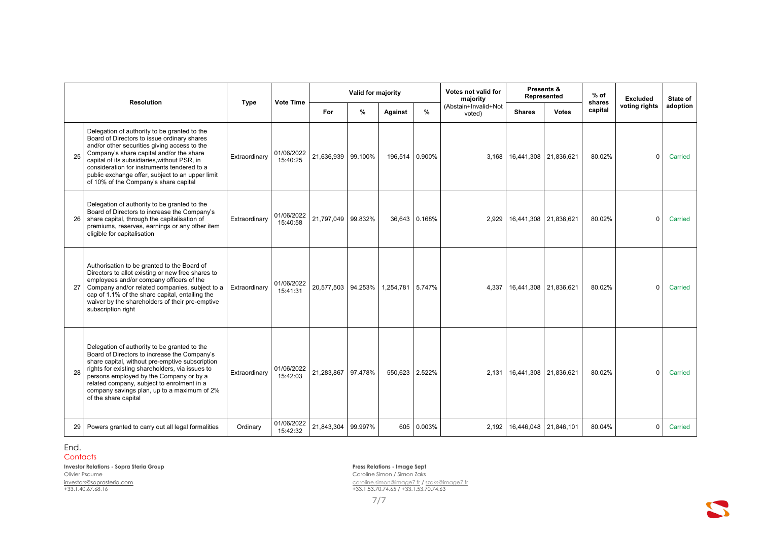| Resolution | | Type | Vote Time | Valid for majority | | | | Votes not valid for majority | Presents & Represented | | % of shares capital | Excluded voting rights | State of adoption |
|---|---|---|---|---|---|---|---|---|---|---|---|---|---|
| | | | | For | % | Against | % | (Abstain+Invalid+Not voted) | Shares | Votes | | | |
| 25 | Delegation of authority to be granted to the Board of Directors to issue ordinary shares and/or other securities giving access to the Company's share capital and/or the share capital of its subsidiaries,without PSR, in consideration for instruments tendered to a public exchange offer, subject to an upper limit of 10% of the Company's share capital | Extraordinary | 01/06/2022 15:40:25 | 21,636,939 | 99.100% | 196,514 | 0.900% | 3,168 | 16,441,308 | 21,836,621 | 80.02% | 0 | Carried |
| 26 | Delegation of authority to be granted to the Board of Directors to increase the Company's share capital, through the capitalisation of premiums, reserves, earnings or any other item eligible for capitalisation | Extraordinary | 01/06/2022 15:40:58 | 21,797,049 | 99.832% | 36,643 | 0.168% | 2,929 | 16,441,308 | 21,836,621 | 80.02% | 0 | Carried |
| 27 | Authorisation to be granted to the Board of Directors to allot existing or new free shares to employees and/or company officers of the Company and/or related companies, subject to a cap of 1.1% of the share capital, entailing the waiver by the shareholders of their pre-emptive subscription right | Extraordinary | 01/06/2022 15:41:31 | 20,577,503 | 94.253% | 1,254,781 | 5.747% | 4,337 | 16,441,308 | 21,836,621 | 80.02% | 0 | Carried |
| 28 | Delegation of authority to be granted to the Board of Directors to increase the Company's share capital, without pre-emptive subscription rights for existing shareholders, via issues to persons employed by the Company or by a related company, subject to enrolment in a company savings plan, up to a maximum of 2% of the share capital | Extraordinary | 01/06/2022 15:42:03 | 21,283,867 | 97.478% | 550,623 | 2.522% | 2,131 | 16,441,308 | 21,836,621 | 80.02% | 0 | Carried |
| 29 | Powers granted to carry out all legal formalities | Ordinary | 01/06/2022 15:42:32 | 21,843,304 | 99.997% | 605 | 0.003% | 2,192 | 16,446,048 | 21,846,101 | 80.04% | 0 | Carried |

End.

## Contacts

**Investor Relations - Sopra Steria Group**
Olivier Psaume
investors@soprasteria.com
+33.1.40.67.68.16

**Press Relations - Image Sept**
Caroline Simon / Simon Zaks
caroline.simon@image7.fr / szaks@image7.fr
+33.1.53.70.74.65 / +33.1.53.70.74.63